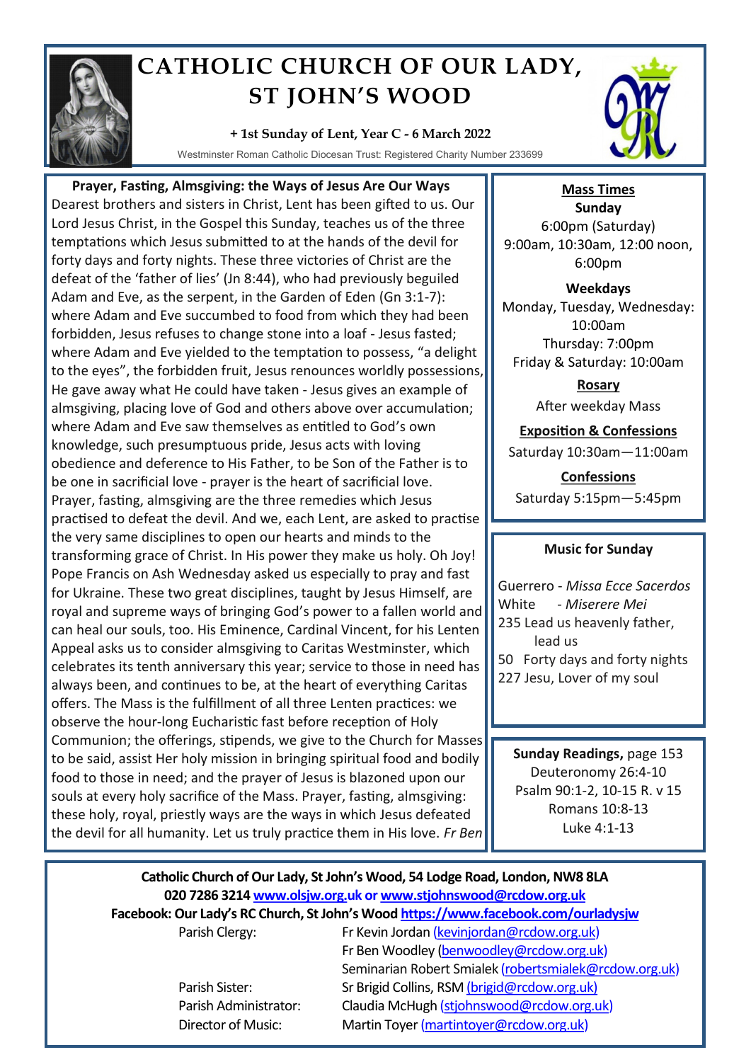# CATHOLIC CHURCH OF OUR LADY, ST JOHN'S WOOD

**+ 1st Sunday of Lent, Year C - 6 March 2022**

Westminster Roman Catholic Diocesan Trust: Registered Charity Number 233699

## Prayer, Fasting, Almsgiving: the Ways of Jesus Are Our Ways

Dearest brothers and sisters in Christ, Lent has been gifted to us. Our Lord Jesus Christ, in the Gospel this Sunday, teaches us of the three temptations which Jesus submitted to at the hands of the devil for forty days and forty nights. These three victories of Christ are the defeat of the 'father of lies' (Jn 8:44), who had previously beguiled Adam and Eve, as the serpent, in the Garden of Eden (Gn 3:1-7): where Adam and Eve succumbed to food from which they had been forbidden, Jesus refuses to change stone into a loaf - Jesus fasted; where Adam and Eve yielded to the temptation to possess, "a delight to the eyes", the forbidden fruit, Jesus renounces worldly possessions, He gave away what He could have taken - Jesus gives an example of almsgiving, placing love of God and others above over accumulation; where Adam and Eve saw themselves as entitled to God's own knowledge, such presumptuous pride, Jesus acts with loving obedience and deference to His Father, to be Son of the Father is to be one in sacrificial love - prayer is the heart of sacrificial love. Prayer, fasting, almsgiving are the three remedies which Jesus practised to defeat the devil. And we, each Lent, are asked to practise the very same disciplines to open our hearts and minds to the transforming grace of Christ. In His power they make us holy. Oh Joy! Pope Francis on Ash Wednesday asked us especially to pray and fast for Ukraine. These two great disciplines, taught by Jesus Himself, are royal and supreme ways of bringing God's power to a fallen world and can heal our souls, too. His Eminence, Cardinal Vincent, for his Lenten Appeal asks us to consider almsgiving to Caritas Westminster, which celebrates its tenth anniversary this year; service to those in need has always been, and continues to be, at the heart of everything Caritas offers. The Mass is the fulfillment of all three Lenten practices: we observe the hour-long Eucharistic fast before reception of Holy Communion; the offerings, stipends, we give to the Church for Masses to be said, assist Her holy mission in bringing spiritual food and bodily food to those in need; and the prayer of Jesus is blazoned upon our souls at every holy sacrifice of the Mass. Prayer, fasting, almsgiving: these holy, royal, priestly ways are the ways in which Jesus defeated the devil for all humanity. Let us truly practice them in His love. *Fr Ben*

## Mass Times

**Sunday**
6:00pm (Saturday)
9:00am, 10:30am, 12:00 noon, 6:00pm

**Weekdays**
Monday, Tuesday, Wednesday: 10:00am
Thursday: 7:00pm
Friday & Saturday: 10:00am

**Rosary**
After weekday Mass

**Exposition & Confessions**
Saturday 10:30am—11:00am

**Confessions**
Saturday 5:15pm—5:45pm

## Music for Sunday

Guerrero - *Missa Ecce Sacerdos*
White - *Miserere Mei*
235 Lead us heavenly father, lead us
50 Forty days and forty nights
227 Jesu, Lover of my soul

## Sunday Readings, page 153

Deuteronomy 26:4-10
Psalm 90:1-2, 10-15 R. v 15
Romans 10:8-13
Luke 4:1-13

---

**Catholic Church of Our Lady, St John's Wood, 54 Lodge Road, London, NW8 8LA**
**020 7286 3214 www.olsjw.org.uk or www.stjohnswood@rcdow.org.uk**
**Facebook: Our Lady's RC Church, St John's Wood https://www.facebook.com/ourladysjw**

| | |
|---|---|
| Parish Clergy: | Fr Kevin Jordan (kevinjordan@rcdow.org.uk) |
| | Fr Ben Woodley (benwoodley@rcdow.org.uk) |
| | Seminarian Robert Smialek (robertsmialek@rcdow.org.uk) |
| Parish Sister: | Sr Brigid Collins, RSM (brigid@rcdow.org.uk) |
| Parish Administrator: | Claudia McHugh (stjohnswood@rcdow.org.uk) |
| Director of Music: | Martin Toyer (martintoyer@rcdow.org.uk) |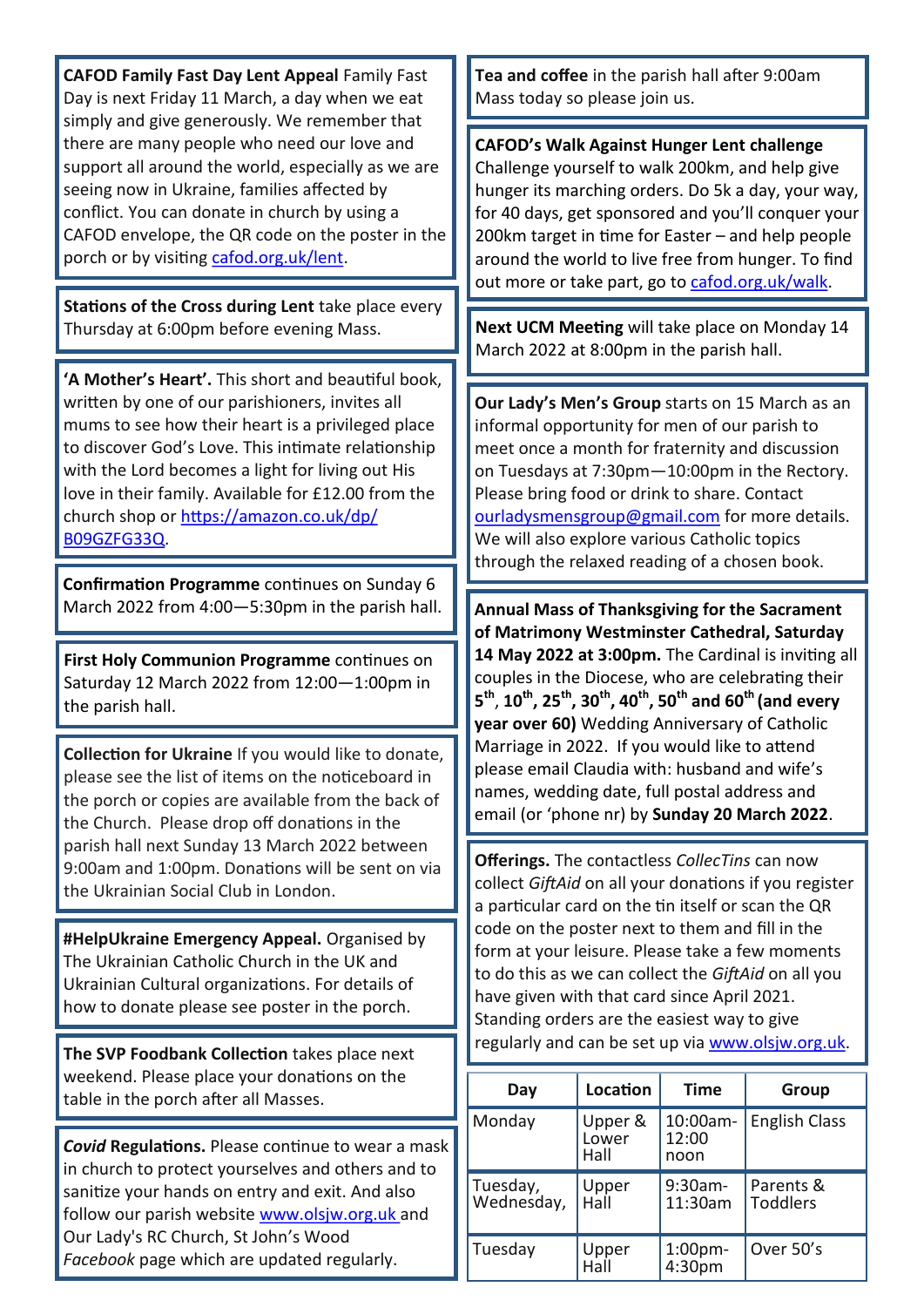**CAFOD Family Fast Day Lent Appeal** Family Fast Day is next Friday 11 March, a day when we eat simply and give generously. We remember that there are many people who need our love and support all around the world, especially as we are seeing now in Ukraine, families affected by conflict. You can donate in church by using a CAFOD envelope, the QR code on the poster in the porch or by visiting cafod.org.uk/lent.

**Stations of the Cross during Lent** take place every Thursday at 6:00pm before evening Mass.

**'A Mother's Heart'.** This short and beautiful book, written by one of our parishioners, invites all mums to see how their heart is a privileged place to discover God's Love. This intimate relationship with the Lord becomes a light for living out His love in their family. Available for £12.00 from the church shop or https://amazon.co.uk/dp/B09GZFG33Q.

**Confirmation Programme** continues on Sunday 6 March 2022 from 4:00—5:30pm in the parish hall.

**First Holy Communion Programme** continues on Saturday 12 March 2022 from 12:00—1:00pm in the parish hall.

**Collection for Ukraine** If you would like to donate, please see the list of items on the noticeboard in the porch or copies are available from the back of the Church. Please drop off donations in the parish hall next Sunday 13 March 2022 between 9:00am and 1:00pm. Donations will be sent on via the Ukrainian Social Club in London.

**#HelpUkraine Emergency Appeal.** Organised by The Ukrainian Catholic Church in the UK and Ukrainian Cultural organizations. For details of how to donate please see poster in the porch.

**The SVP Foodbank Collection** takes place next weekend. Please place your donations on the table in the porch after all Masses.

***Covid* Regulations.** Please continue to wear a mask in church to protect yourselves and others and to sanitize your hands on entry and exit. And also follow our parish website www.olsjw.org.uk and Our Lady's RC Church, St John's Wood *Facebook* page which are updated regularly.

**Tea and coffee** in the parish hall after 9:00am Mass today so please join us.

**CAFOD's Walk Against Hunger Lent challenge** Challenge yourself to walk 200km, and help give hunger its marching orders. Do 5k a day, your way, for 40 days, get sponsored and you'll conquer your 200km target in time for Easter – and help people around the world to live free from hunger. To find out more or take part, go to cafod.org.uk/walk.

**Next UCM Meeting** will take place on Monday 14 March 2022 at 8:00pm in the parish hall.

**Our Lady's Men's Group** starts on 15 March as an informal opportunity for men of our parish to meet once a month for fraternity and discussion on Tuesdays at 7:30pm—10:00pm in the Rectory. Please bring food or drink to share. Contact ourladysmensgroup@gmail.com for more details. We will also explore various Catholic topics through the relaxed reading of a chosen book.

**Annual Mass of Thanksgiving for the Sacrament of Matrimony Westminster Cathedral, Saturday 14 May 2022 at 3:00pm.** The Cardinal is inviting all couples in the Diocese, who are celebrating their **5th, 10th, 25th, 30th, 40th, 50th and 60th (and every year over 60)** Wedding Anniversary of Catholic Marriage in 2022. If you would like to attend please email Claudia with: husband and wife's names, wedding date, full postal address and email (or 'phone nr) by **Sunday 20 March 2022**.

**Offerings.** The contactless *CollecTins* can now collect *GiftAid* on all your donations if you register a particular card on the tin itself or scan the QR code on the poster next to them and fill in the form at your leisure. Please take a few moments to do this as we can collect the *GiftAid* on all you have given with that card since April 2021. Standing orders are the easiest way to give regularly and can be set up via www.olsjw.org.uk.

| Day | Location | Time | Group |
|---|---|---|---|
| Monday | Upper & Lower Hall | 10:00am-12:00 noon | English Class |
| Tuesday, Wednesday, | Upper Hall | 9:30am-11:30am | Parents & Toddlers |
| Tuesday | Upper Hall | 1:00pm-4:30pm | Over 50's |